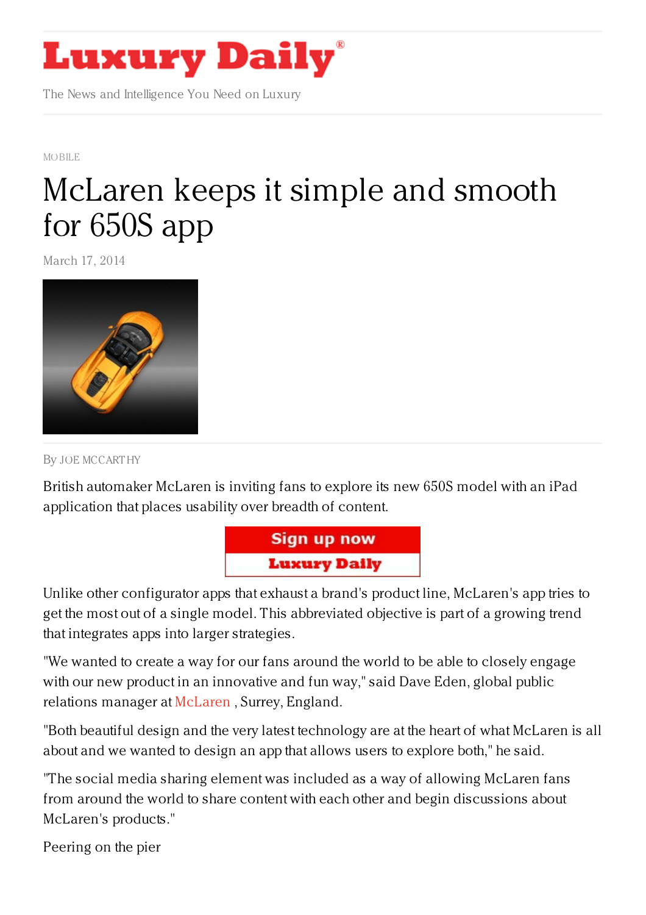# Luxury Daily

The News and Intelligence You Need on Luxury

MOBILE

# McLaren keeps it simple and smooth for 650S app

March 17, 2014

By JOE MCCARTHY

British automaker McLaren is inviting fans to explore its new 650S model with an iPad application that places usability over breadth of content.

Unlike other configurator apps that exhaust a brand's product line, McLaren's app tries to get the most out of a single model. This abbreviated objective is part of a growing trend that integrates apps into larger strategies.

"We wanted to create a way for our fans around the world to be able to closely engage with our new product in an innovative and fun way," said Dave Eden, global public relations manager at McLaren , Surrey, England.

"Both beautiful design and the very latest technology are at the heart of what McLaren is all about and we wanted to design an app that allows users to explore both," he said.

"The social media sharing element was included as a way of allowing McLaren fans from around the world to share content with each other and begin discussions about McLaren's products."

Peering on the pier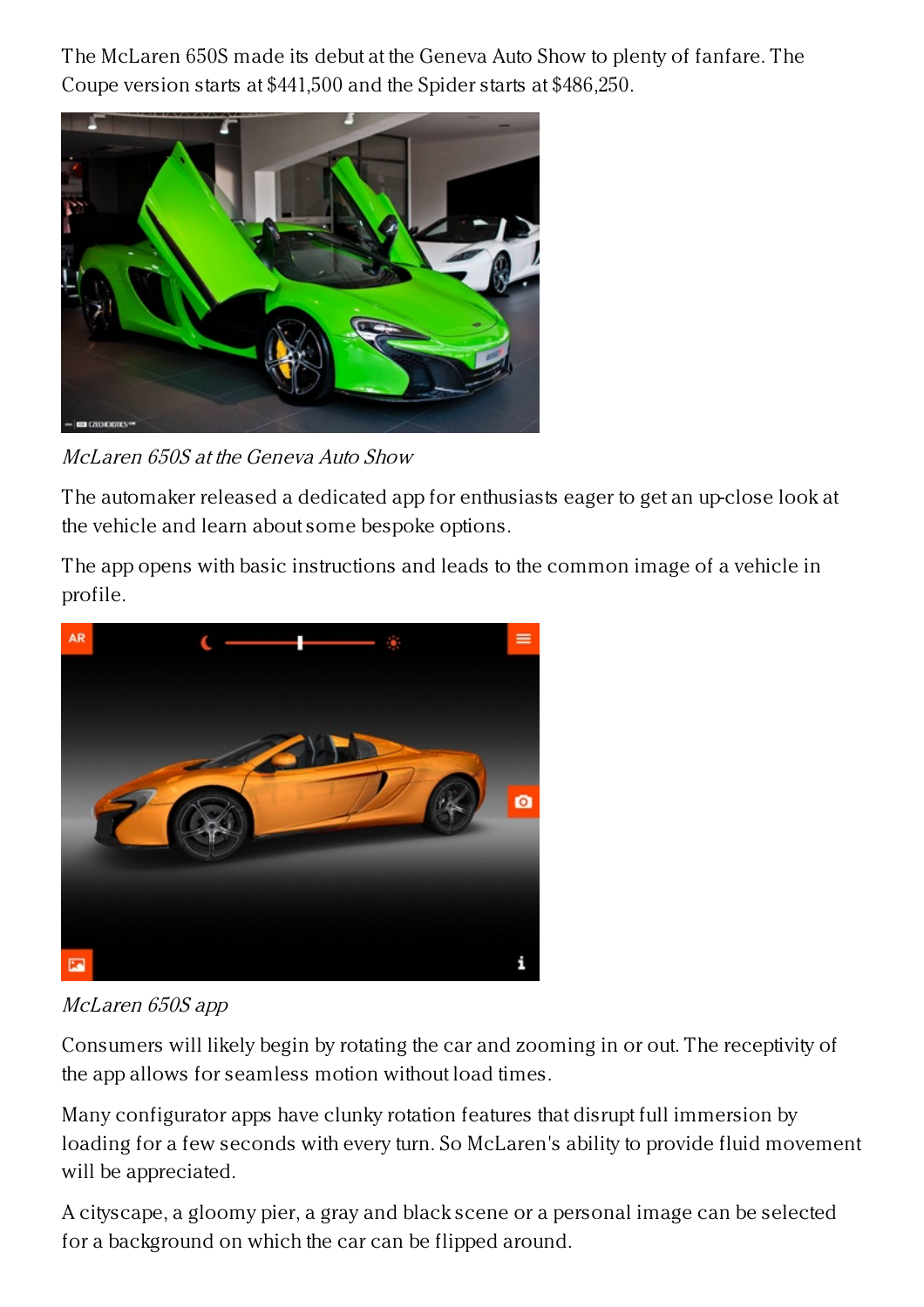The McLaren 650S made its debut at the Geneva Auto Show to plenty of fanfare. The Coupe version starts at $441,500 and the Spider starts at $486,250.

*McLaren 650S at the Geneva Auto Show*

The automaker released a dedicated app for enthusiasts eager to get an up-close look at the vehicle and learn about some bespoke options.

The app opens with basic instructions and leads to the common image of a vehicle in profile.

*McLaren 650S app*

Consumers will likely begin by rotating the car and zooming in or out. The receptivity of the app allows for seamless motion without load times.

Many configurator apps have clunky rotation features that disrupt full immersion by loading for a few seconds with every turn. So McLaren's ability to provide fluid movement will be appreciated.

A cityscape, a gloomy pier, a gray and black scene or a personal image can be selected for a background on which the car can be flipped around.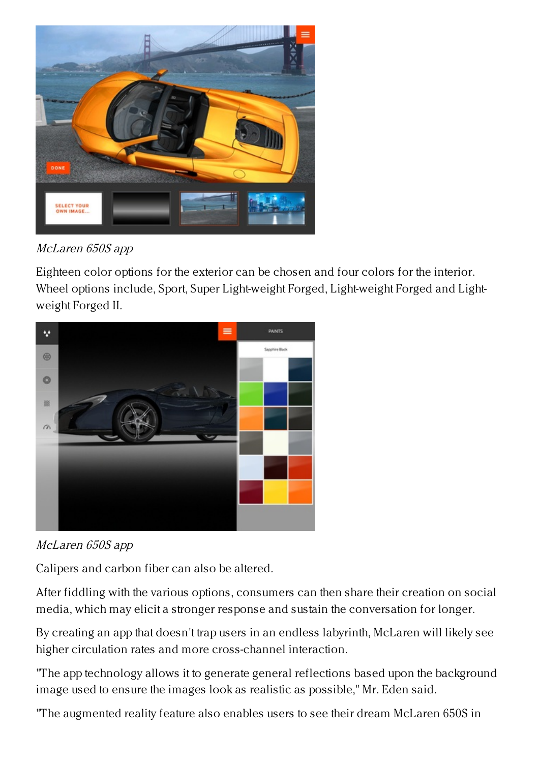*McLaren 650S app*

Eighteen color options for the exterior can be chosen and four colors for the interior. Wheel options include, Sport, Super Light-weight Forged, Light-weight Forged and Light-weight Forged II.

*McLaren 650S app*

Calipers and carbon fiber can also be altered.

After fiddling with the various options, consumers can then share their creation on social media, which may elicit a stronger response and sustain the conversation for longer.

By creating an app that doesn't trap users in an endless labyrinth, McLaren will likely see higher circulation rates and more cross-channel interaction.

"The app technology allows it to generate general reflections based upon the background image used to ensure the images look as realistic as possible," Mr. Eden said.

"The augmented reality feature also enables users to see their dream McLaren 650S in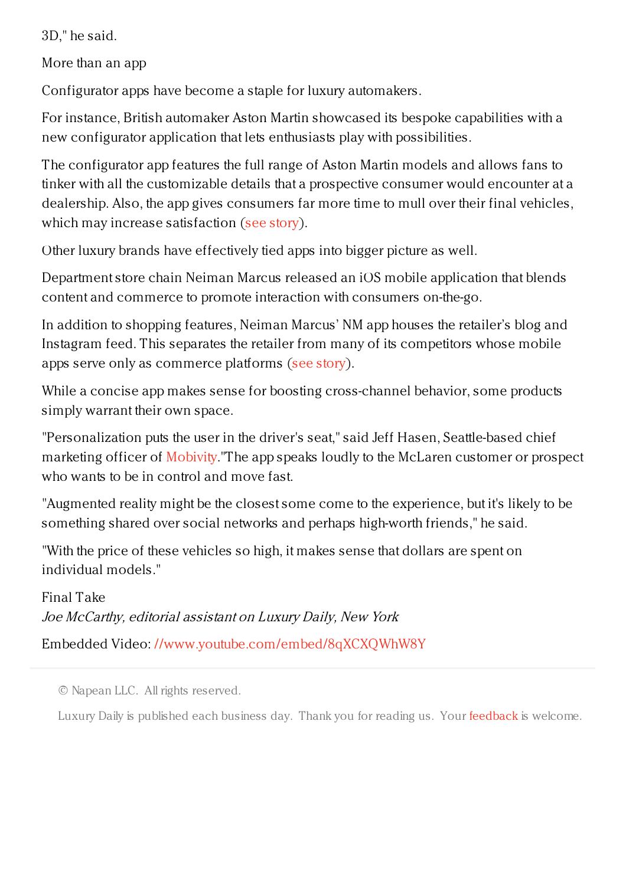3D," he said.

More than an app

Configurator apps have become a staple for luxury automakers.

For instance, British automaker Aston Martin showcased its bespoke capabilities with a new configurator application that lets enthusiasts play with possibilities.

The configurator app features the full range of Aston Martin models and allows fans to tinker with all the customizable details that a prospective consumer would encounter at a dealership. Also, the app gives consumers far more time to mull over their final vehicles, which may increase satisfaction (see story).

Other luxury brands have effectively tied apps into bigger picture as well.

Department store chain Neiman Marcus released an iOS mobile application that blends content and commerce to promote interaction with consumers on-the-go.

In addition to shopping features, Neiman Marcus' NM app houses the retailer's blog and Instagram feed. This separates the retailer from many of its competitors whose mobile apps serve only as commerce platforms (see story).

While a concise app makes sense for boosting cross-channel behavior, some products simply warrant their own space.

"Personalization puts the user in the driver's seat," said Jeff Hasen, Seattle-based chief marketing officer of Mobivity."The app speaks loudly to the McLaren customer or prospect who wants to be in control and move fast.

"Augmented reality might be the closest some come to the experience, but it's likely to be something shared over social networks and perhaps high-worth friends," he said.

"With the price of these vehicles so high, it makes sense that dollars are spent on individual models."

Final Take
*Joe McCarthy, editorial assistant on Luxury Daily, New York*

Embedded Video: //www.youtube.com/embed/8qXCXQWhW8Y

© Napean LLC. All rights reserved.

Luxury Daily is published each business day. Thank you for reading us. Your feedback is welcome.